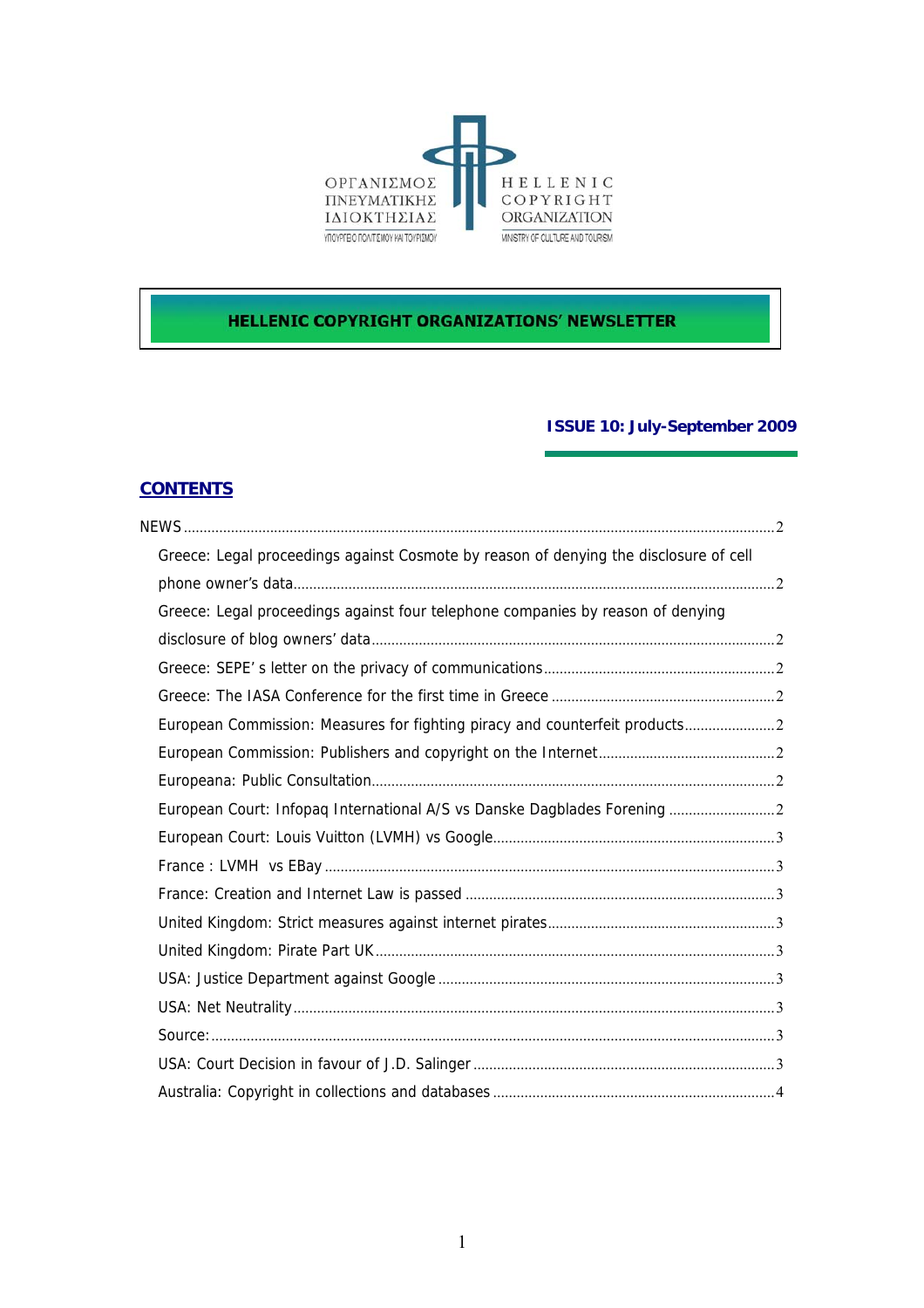ΟΡΓΑΝΙΣΜΟΣ ΠΝΕΥΜΑΤΙΚΗΣ ΙΔΙΟΚΤΗΣΙΑΣ
ΥΠΟΥΡΓΕΙΟ ΠΟΛΙΤΙΣΜΟΥ ΚΑΙ ΤΟΥΡΙΣΜΟΥ

HELLENIC COPYRIGHT ORGANIZATION
MINISTRY OF CULTURE AND TOURISM

# HELLENIC COPYRIGHT ORGANIZATIONS' NEWSLETTER

**ISSUE 10: July-September 2009**

## CONTENTS

NEWS ........ 2

- Greece: Legal proceedings against Cosmote by reason of denying the disclosure of cell phone owner's data ........ 2
- Greece: Legal proceedings against four telephone companies by reason of denying disclosure of blog owners' data ........ 2
- Greece: SEPE' s letter on the privacy of communications ........ 2
- Greece: The IASA Conference for the first time in Greece ........ 2
- European Commission: Measures for fighting piracy and counterfeit products ........ 2
- European Commission: Publishers and copyright on the Internet ........ 2
- Europeana: Public Consultation ........ 2
- European Court: Infopaq International A/S vs Danske Dagblades Forening ........ 2
- European Court: Louis Vuitton (LVMH) vs Google ........ 3
- France : LVMH vs EBay ........ 3
- France: Creation and Internet Law is passed ........ 3
- United Kingdom: Strict measures against internet pirates ........ 3
- United Kingdom: Pirate Part UK ........ 3
- USA: Justice Department against Google ........ 3
- USA: Net Neutrality ........ 3
- Source: ........ 3
- USA: Court Decision in favour of J.D. Salinger ........ 3
- Australia: Copyright in collections and databases ........ 4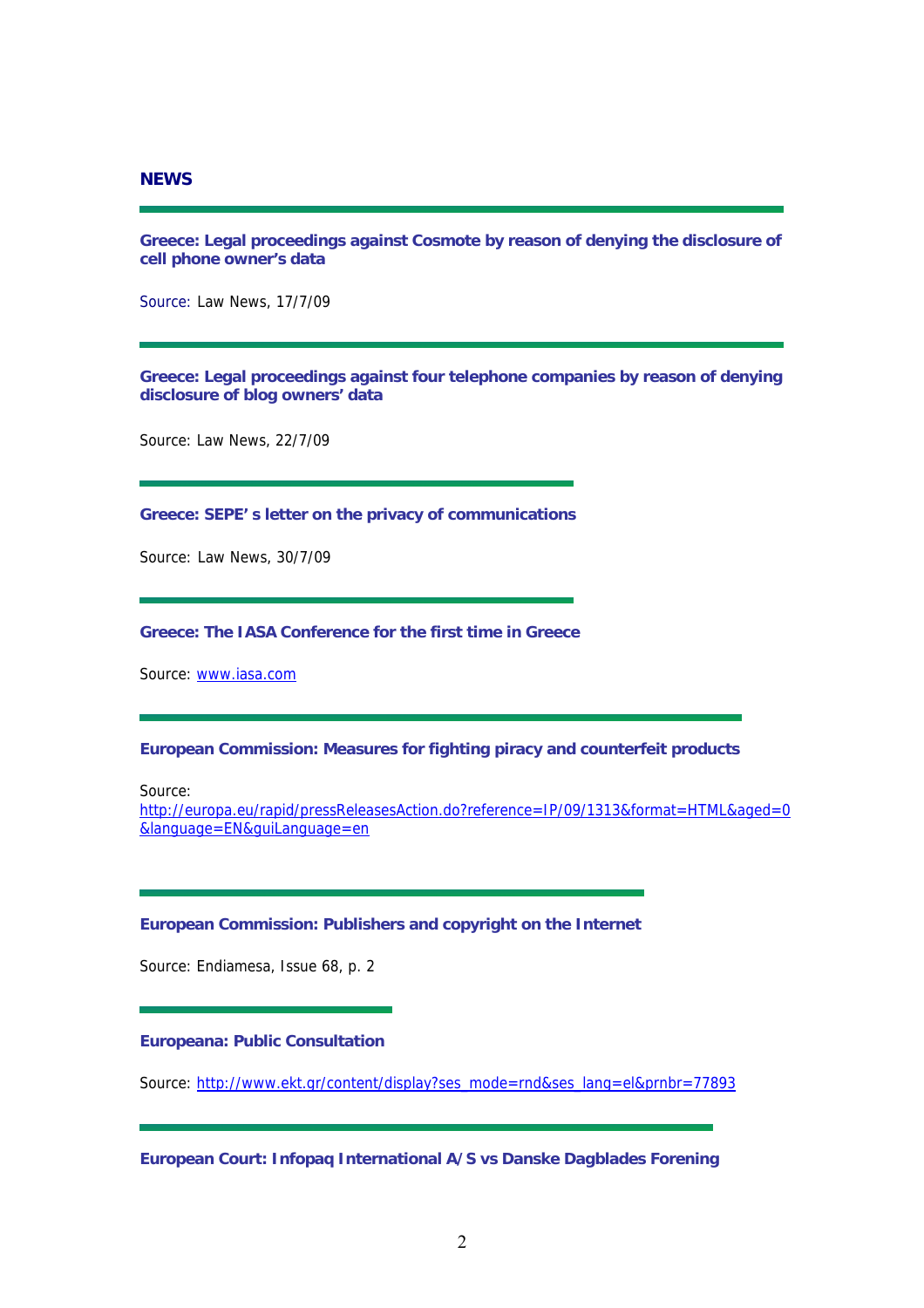## NEWS

---

### Greece: Legal proceedings against Cosmote by reason of denying the disclosure of cell phone owner's data

Source: Law News, 17/7/09

---

### Greece: Legal proceedings against four telephone companies by reason of denying disclosure of blog owners' data

Source: Law News, 22/7/09

---

### Greece: SEPE' s letter on the privacy of communications

Source: Law News, 30/7/09

---

### Greece: The IASA Conference for the first time in Greece

Source: [www.iasa.com](www.iasa.com)

---

### European Commission: Measures for fighting piracy and counterfeit products

Source: [http://europa.eu/rapid/pressReleasesAction.do?reference=IP/09/1313&format=HTML&aged=0&language=EN&guiLanguage=en](http://europa.eu/rapid/pressReleasesAction.do?reference=IP/09/1313&format=HTML&aged=0&language=EN&guiLanguage=en)

---

### European Commission: Publishers and copyright on the Internet

Source: Endiamesa, Issue 68, p. 2

---

### Europeana: Public Consultation

Source: [http://www.ekt.gr/content/display?ses_mode=rnd&ses_lang=el&prnbr=77893](http://www.ekt.gr/content/display?ses_mode=rnd&ses_lang=el&prnbr=77893)

---

### European Court: Infopaq International A/S vs Danske Dagblades Forening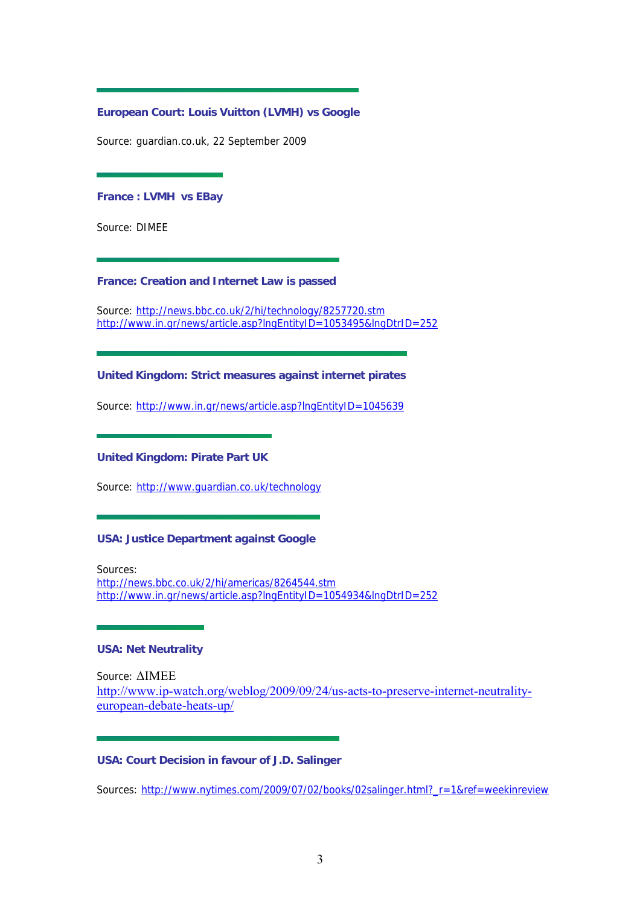### European Court: Louis Vuitton (LVMH) vs Google

Source: guardian.co.uk, 22 September 2009

### France : LVMH vs EBay

Source: DIMEE

### France: Creation and Internet Law is passed

Source: http://news.bbc.co.uk/2/hi/technology/8257720.stm
http://www.in.gr/news/article.asp?lngEntityID=1053495&lngDtrID=252

### United Kingdom: Strict measures against internet pirates

Source: http://www.in.gr/news/article.asp?lngEntityID=1045639

### United Kingdom: Pirate Part UK

Source: http://www.guardian.co.uk/technology

### USA: Justice Department against Google

Sources:
http://news.bbc.co.uk/2/hi/americas/8264544.stm
http://www.in.gr/news/article.asp?lngEntityID=1054934&lngDtrID=252

### USA: Net Neutrality

Source: ΔIMEE
http://www.ip-watch.org/weblog/2009/09/24/us-acts-to-preserve-internet-neutrality-european-debate-heats-up/

### USA: Court Decision in favour of J.D. Salinger

Sources: http://www.nytimes.com/2009/07/02/books/02salinger.html?_r=1&ref=weekinreview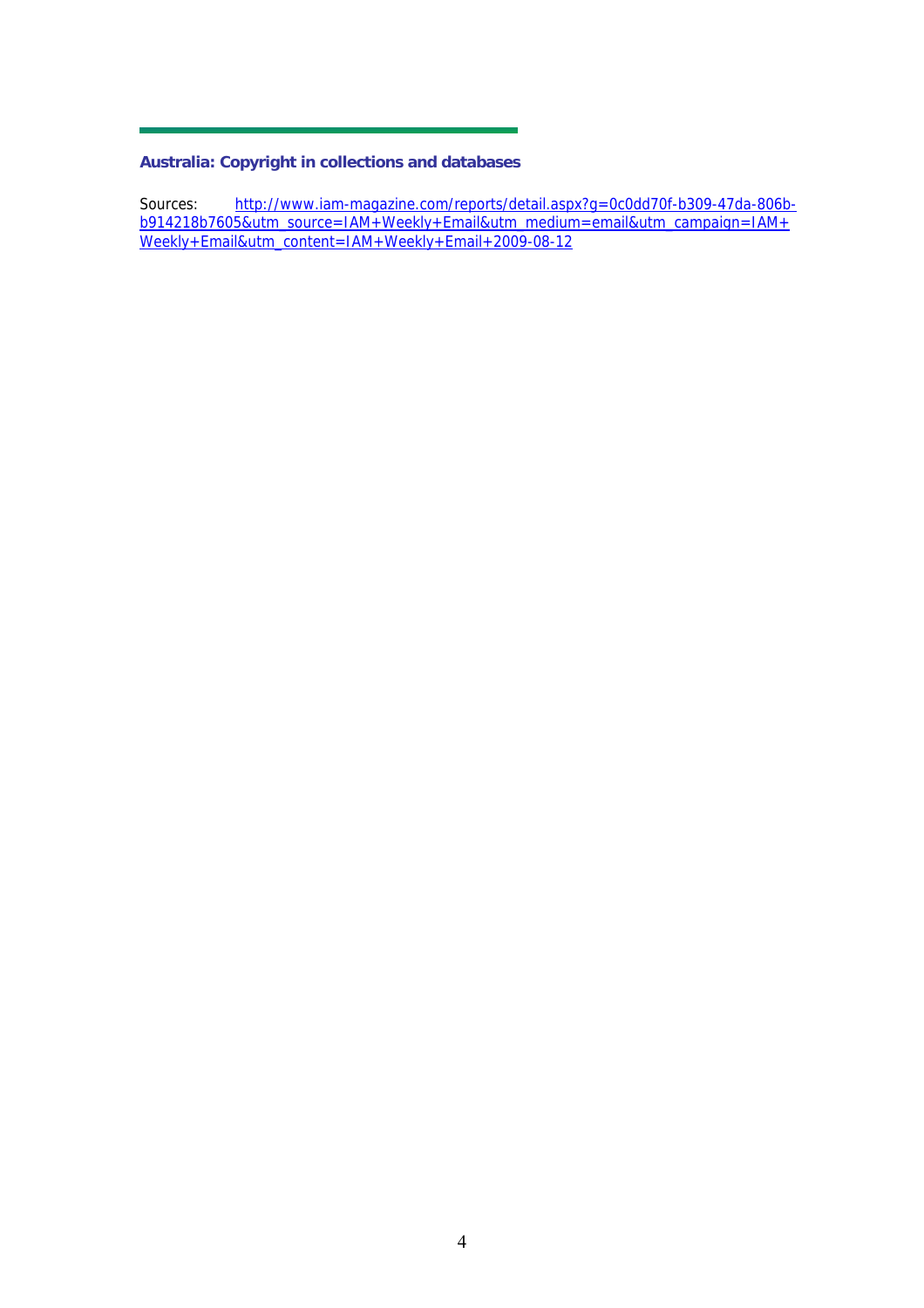### Australia: Copyright in collections and databases

Sources: http://www.iam-magazine.com/reports/detail.aspx?g=0c0dd70f-b309-47da-806b-b914218b7605&utm_source=IAM+Weekly+Email&utm_medium=email&utm_campaign=IAM+Weekly+Email&utm_content=IAM+Weekly+Email+2009-08-12